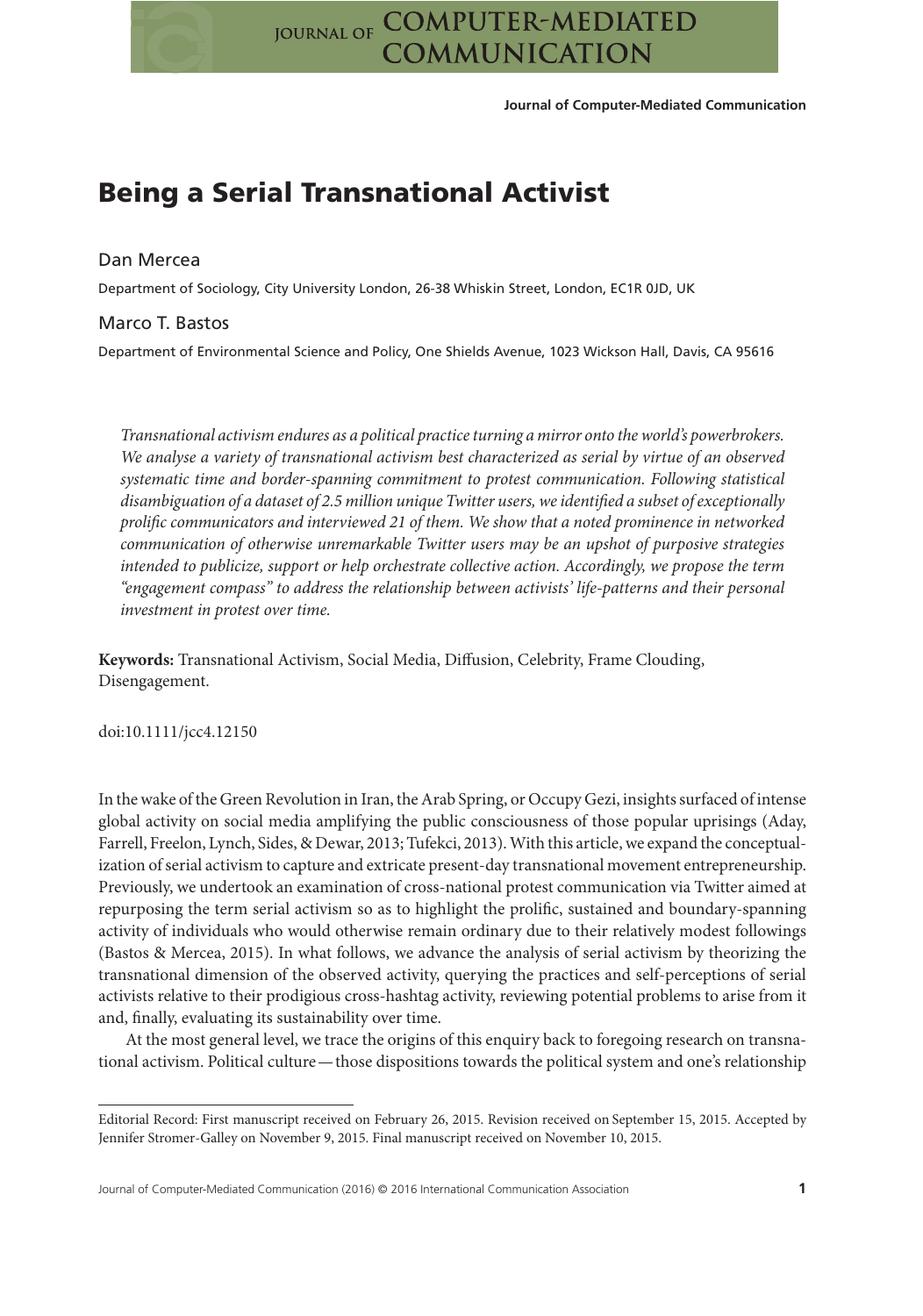# Being a Serial Transnational Activist

Dan Mercea

Department of Sociology, City University London, 26-38 Whiskin Street, London, EC1R 0JD, UK

Marco T. Bastos

Department of Environmental Science and Policy, One Shields Avenue, 1023 Wickson Hall, Davis, CA 95616

*Transnational activism endures as a political practice turning a mirror onto the world's powerbrokers. We analyse a variety of transnational activism best characterized as serial by virtue of an observed systematic time and border-spanning commitment to protest communication. Following statistical disambiguation of a dataset of 2.5 million unique Twitter users, we identified a subset of exceptionally prolific communicators and interviewed 21 of them. We show that a noted prominence in networked communication of otherwise unremarkable Twitter users may be an upshot of purposive strategies intended to publicize, support or help orchestrate collective action. Accordingly, we propose the term "engagement compass" to address the relationship between activists' life-patterns and their personal investment in protest over time.*

**Keywords:** Transnational Activism, Social Media, Diffusion, Celebrity, Frame Clouding, Disengagement.

doi:10.1111/jcc4.12150

In the wake of the Green Revolution in Iran, the Arab Spring, or Occupy Gezi, insights surfaced of intense global activity on social media amplifying the public consciousness of those popular uprisings (Aday, Farrell, Freelon, Lynch, Sides, & Dewar, 2013; Tufekci, 2013). With this article, we expand the conceptualization of serial activism to capture and extricate present-day transnational movement entrepreneurship. Previously, we undertook an examination of cross-national protest communication via Twitter aimed at repurposing the term serial activism so as to highlight the prolific, sustained and boundary-spanning activity of individuals who would otherwise remain ordinary due to their relatively modest followings (Bastos & Mercea, 2015). In what follows, we advance the analysis of serial activism by theorizing the transnational dimension of the observed activity, querying the practices and self-perceptions of serial activists relative to their prodigious cross-hashtag activity, reviewing potential problems to arise from it and, finally, evaluating its sustainability over time.

At the most general level, we trace the origins of this enquiry back to foregoing research on transnational activism. Political culture — those dispositions towards the political system and one's relationship

Editorial Record: First manuscript received on February 26, 2015. Revision received on September 15, 2015. Accepted by Jennifer Stromer-Galley on November 9, 2015. Final manuscript received on November 10, 2015.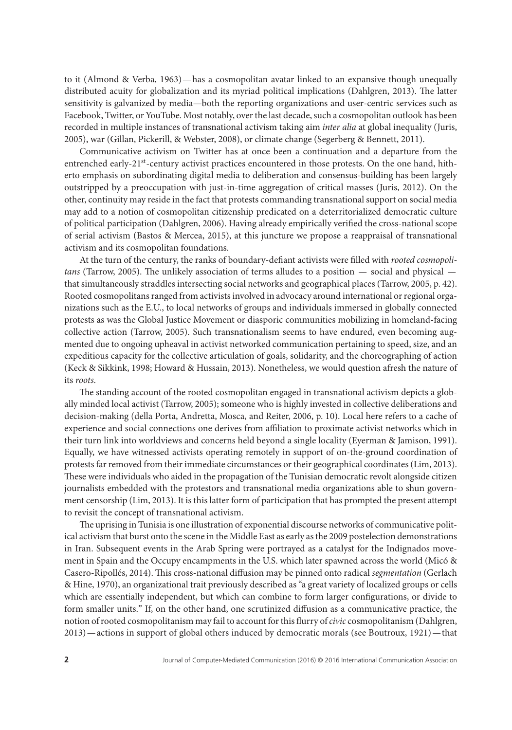to it (Almond & Verba, 1963) — has a cosmopolitan avatar linked to an expansive though unequally distributed acuity for globalization and its myriad political implications (Dahlgren, 2013). The latter sensitivity is galvanized by media—both the reporting organizations and user-centric services such as Facebook, Twitter, or YouTube. Most notably, over the last decade, such a cosmopolitan outlook has been recorded in multiple instances of transnational activism taking aim *inter alia* at global inequality (Juris, 2005), war (Gillan, Pickerill, & Webster, 2008), or climate change (Segerberg & Bennett, 2011).

Communicative activism on Twitter has at once been a continuation and a departure from the entrenched early-21st-century activist practices encountered in those protests. On the one hand, hitherto emphasis on subordinating digital media to deliberation and consensus-building has been largely outstripped by a preoccupation with just-in-time aggregation of critical masses (Juris, 2012). On the other, continuity may reside in the fact that protests commanding transnational support on social media may add to a notion of cosmopolitan citizenship predicated on a deterritorialized democratic culture of political participation (Dahlgren, 2006). Having already empirically verified the cross-national scope of serial activism (Bastos & Mercea, 2015), at this juncture we propose a reappraisal of transnational activism and its cosmopolitan foundations.

At the turn of the century, the ranks of boundary-defiant activists were filled with *rooted cosmopolitans* (Tarrow, 2005). The unlikely association of terms alludes to a position — social and physical — that simultaneously straddles intersecting social networks and geographical places (Tarrow, 2005, p. 42). Rooted cosmopolitans ranged from activists involved in advocacy around international or regional organizations such as the E.U., to local networks of groups and individuals immersed in globally connected protests as was the Global Justice Movement or diasporic communities mobilizing in homeland-facing collective action (Tarrow, 2005). Such transnationalism seems to have endured, even becoming augmented due to ongoing upheaval in activist networked communication pertaining to speed, size, and an expeditious capacity for the collective articulation of goals, solidarity, and the choreographing of action (Keck & Sikkink, 1998; Howard & Hussain, 2013). Nonetheless, we would question afresh the nature of its *roots*.

The standing account of the rooted cosmopolitan engaged in transnational activism depicts a globally minded local activist (Tarrow, 2005); someone who is highly invested in collective deliberations and decision-making (della Porta, Andretta, Mosca, and Reiter, 2006, p. 10). Local here refers to a cache of experience and social connections one derives from affiliation to proximate activist networks which in their turn link into worldviews and concerns held beyond a single locality (Eyerman & Jamison, 1991). Equally, we have witnessed activists operating remotely in support of on-the-ground coordination of protests far removed from their immediate circumstances or their geographical coordinates (Lim, 2013). These were individuals who aided in the propagation of the Tunisian democratic revolt alongside citizen journalists embedded with the protestors and transnational media organizations able to shun government censorship (Lim, 2013). It is this latter form of participation that has prompted the present attempt to revisit the concept of transnational activism.

The uprising in Tunisia is one illustration of exponential discourse networks of communicative political activism that burst onto the scene in the Middle East as early as the 2009 postelection demonstrations in Iran. Subsequent events in the Arab Spring were portrayed as a catalyst for the Indignados movement in Spain and the Occupy encampments in the U.S. which later spawned across the world (Micó & Casero-Ripollés, 2014). This cross-national diffusion may be pinned onto radical *segmentation* (Gerlach & Hine, 1970), an organizational trait previously described as "a great variety of localized groups or cells which are essentially independent, but which can combine to form larger configurations, or divide to form smaller units." If, on the other hand, one scrutinized diffusion as a communicative practice, the notion of rooted cosmopolitanism may fail to account for this flurry of *civic* cosmopolitanism (Dahlgren, 2013) — actions in support of global others induced by democratic morals (see Boutroux, 1921) — that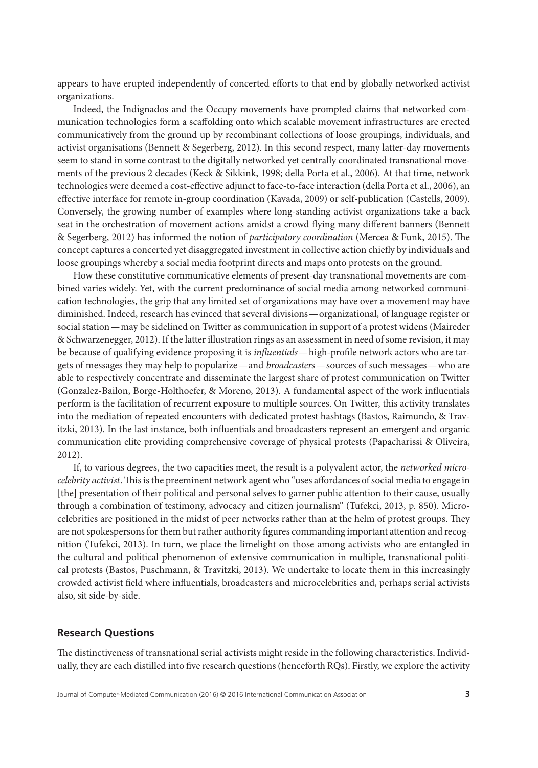appears to have erupted independently of concerted efforts to that end by globally networked activist organizations.

Indeed, the Indignados and the Occupy movements have prompted claims that networked communication technologies form a scaffolding onto which scalable movement infrastructures are erected communicatively from the ground up by recombinant collections of loose groupings, individuals, and activist organisations (Bennett & Segerberg, 2012). In this second respect, many latter-day movements seem to stand in some contrast to the digitally networked yet centrally coordinated transnational movements of the previous 2 decades (Keck & Sikkink, 1998; della Porta et al., 2006). At that time, network technologies were deemed a cost-effective adjunct to face-to-face interaction (della Porta et al., 2006), an effective interface for remote in-group coordination (Kavada, 2009) or self-publication (Castells, 2009). Conversely, the growing number of examples where long-standing activist organizations take a back seat in the orchestration of movement actions amidst a crowd flying many different banners (Bennett & Segerberg, 2012) has informed the notion of *participatory coordination* (Mercea & Funk, 2015). The concept captures a concerted yet disaggregated investment in collective action chiefly by individuals and loose groupings whereby a social media footprint directs and maps onto protests on the ground.

How these constitutive communicative elements of present-day transnational movements are combined varies widely. Yet, with the current predominance of social media among networked communication technologies, the grip that any limited set of organizations may have over a movement may have diminished. Indeed, research has evinced that several divisions — organizational, of language register or social station — may be sidelined on Twitter as communication in support of a protest widens (Maireder & Schwarzenegger, 2012). If the latter illustration rings as an assessment in need of some revision, it may be because of qualifying evidence proposing it is *influentials* — high-profile network actors who are targets of messages they may help to popularize — and *broadcasters* — sources of such messages — who are able to respectively concentrate and disseminate the largest share of protest communication on Twitter (Gonzalez-Bailon, Borge-Holthoefer, & Moreno, 2013). A fundamental aspect of the work influentials perform is the facilitation of recurrent exposure to multiple sources. On Twitter, this activity translates into the mediation of repeated encounters with dedicated protest hashtags (Bastos, Raimundo, & Travitzki, 2013). In the last instance, both influentials and broadcasters represent an emergent and organic communication elite providing comprehensive coverage of physical protests (Papacharissi & Oliveira, 2012).

If, to various degrees, the two capacities meet, the result is a polyvalent actor, the *networked microcelebrity activist*. This is the preeminent network agent who "uses affordances of social media to engage in [the] presentation of their political and personal selves to garner public attention to their cause, usually through a combination of testimony, advocacy and citizen journalism" (Tufekci, 2013, p. 850). Microcelebrities are positioned in the midst of peer networks rather than at the helm of protest groups. They are not spokespersons for them but rather authority figures commanding important attention and recognition (Tufekci, 2013). In turn, we place the limelight on those among activists who are entangled in the cultural and political phenomenon of extensive communication in multiple, transnational political protests (Bastos, Puschmann, & Travitzki, 2013). We undertake to locate them in this increasingly crowded activist field where influentials, broadcasters and microcelebrities and, perhaps serial activists also, sit side-by-side.

## Research Questions

The distinctiveness of transnational serial activists might reside in the following characteristics. Individually, they are each distilled into five research questions (henceforth RQs). Firstly, we explore the activity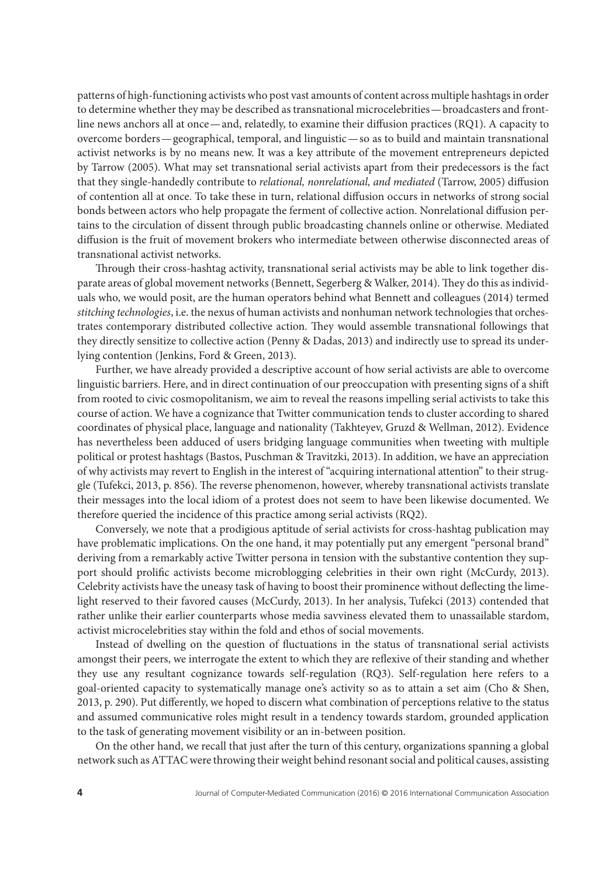patterns of high-functioning activists who post vast amounts of content across multiple hashtags in order to determine whether they may be described as transnational microcelebrities — broadcasters and frontline news anchors all at once — and, relatedly, to examine their diffusion practices (RQ1). A capacity to overcome borders — geographical, temporal, and linguistic — so as to build and maintain transnational activist networks is by no means new. It was a key attribute of the movement entrepreneurs depicted by Tarrow (2005). What may set transnational serial activists apart from their predecessors is the fact that they single-handedly contribute to *relational, nonrelational, and mediated* (Tarrow, 2005) diffusion of contention all at once. To take these in turn, relational diffusion occurs in networks of strong social bonds between actors who help propagate the ferment of collective action. Nonrelational diffusion pertains to the circulation of dissent through public broadcasting channels online or otherwise. Mediated diffusion is the fruit of movement brokers who intermediate between otherwise disconnected areas of transnational activist networks.

Through their cross-hashtag activity, transnational serial activists may be able to link together disparate areas of global movement networks (Bennett, Segerberg & Walker, 2014). They do this as individuals who, we would posit, are the human operators behind what Bennett and colleagues (2014) termed *stitching technologies*, i.e. the nexus of human activists and nonhuman network technologies that orchestrates contemporary distributed collective action. They would assemble transnational followings that they directly sensitize to collective action (Penny & Dadas, 2013) and indirectly use to spread its underlying contention (Jenkins, Ford & Green, 2013).

Further, we have already provided a descriptive account of how serial activists are able to overcome linguistic barriers. Here, and in direct continuation of our preoccupation with presenting signs of a shift from rooted to civic cosmopolitanism, we aim to reveal the reasons impelling serial activists to take this course of action. We have a cognizance that Twitter communication tends to cluster according to shared coordinates of physical place, language and nationality (Takhteyev, Gruzd & Wellman, 2012). Evidence has nevertheless been adduced of users bridging language communities when tweeting with multiple political or protest hashtags (Bastos, Puschman & Travitzki, 2013). In addition, we have an appreciation of why activists may revert to English in the interest of "acquiring international attention" to their struggle (Tufekci, 2013, p. 856). The reverse phenomenon, however, whereby transnational activists translate their messages into the local idiom of a protest does not seem to have been likewise documented. We therefore queried the incidence of this practice among serial activists (RQ2).

Conversely, we note that a prodigious aptitude of serial activists for cross-hashtag publication may have problematic implications. On the one hand, it may potentially put any emergent "personal brand" deriving from a remarkably active Twitter persona in tension with the substantive contention they support should prolific activists become microblogging celebrities in their own right (McCurdy, 2013). Celebrity activists have the uneasy task of having to boost their prominence without deflecting the limelight reserved to their favored causes (McCurdy, 2013). In her analysis, Tufekci (2013) contended that rather unlike their earlier counterparts whose media savviness elevated them to unassailable stardom, activist microcelebrities stay within the fold and ethos of social movements.

Instead of dwelling on the question of fluctuations in the status of transnational serial activists amongst their peers, we interrogate the extent to which they are reflexive of their standing and whether they use any resultant cognizance towards self-regulation (RQ3). Self-regulation here refers to a goal-oriented capacity to systematically manage one's activity so as to attain a set aim (Cho & Shen, 2013, p. 290). Put differently, we hoped to discern what combination of perceptions relative to the status and assumed communicative roles might result in a tendency towards stardom, grounded application to the task of generating movement visibility or an in-between position.

On the other hand, we recall that just after the turn of this century, organizations spanning a global network such as ATTAC were throwing their weight behind resonant social and political causes, assisting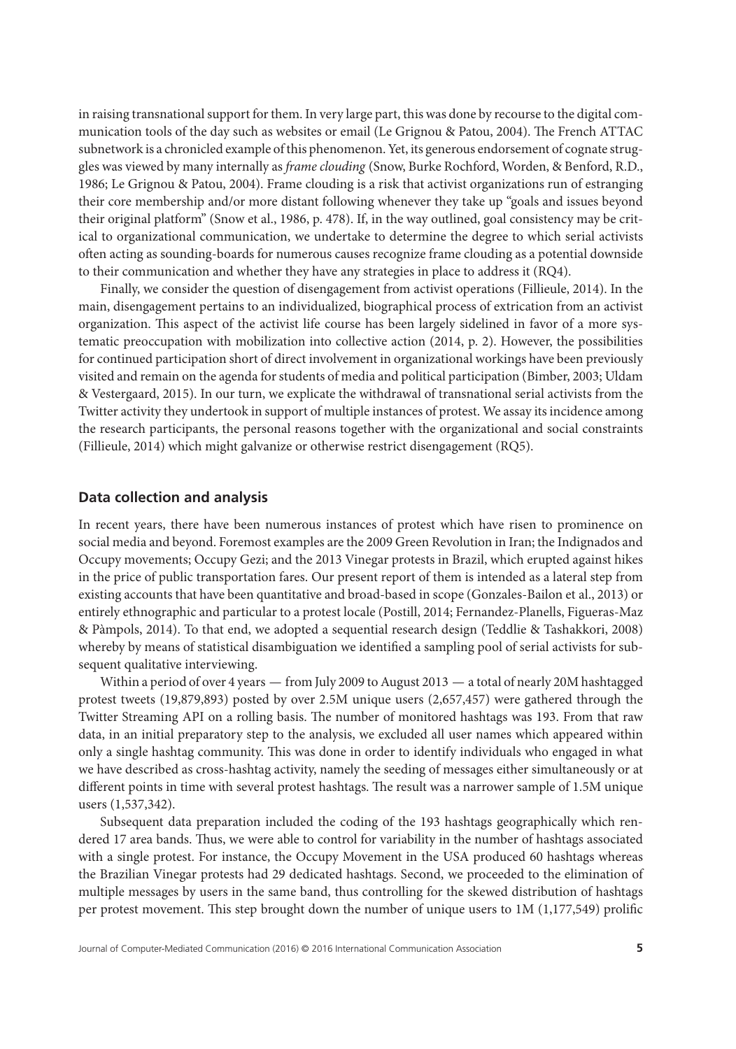in raising transnational support for them. In very large part, this was done by recourse to the digital communication tools of the day such as websites or email (Le Grignou & Patou, 2004). The French ATTAC subnetwork is a chronicled example of this phenomenon. Yet, its generous endorsement of cognate struggles was viewed by many internally as *frame clouding* (Snow, Burke Rochford, Worden, & Benford, R.D., 1986; Le Grignou & Patou, 2004). Frame clouding is a risk that activist organizations run of estranging their core membership and/or more distant following whenever they take up "goals and issues beyond their original platform" (Snow et al., 1986, p. 478). If, in the way outlined, goal consistency may be critical to organizational communication, we undertake to determine the degree to which serial activists often acting as sounding-boards for numerous causes recognize frame clouding as a potential downside to their communication and whether they have any strategies in place to address it (RQ4).

Finally, we consider the question of disengagement from activist operations (Fillieule, 2014). In the main, disengagement pertains to an individualized, biographical process of extrication from an activist organization. This aspect of the activist life course has been largely sidelined in favor of a more systematic preoccupation with mobilization into collective action (2014, p. 2). However, the possibilities for continued participation short of direct involvement in organizational workings have been previously visited and remain on the agenda for students of media and political participation (Bimber, 2003; Uldam & Vestergaard, 2015). In our turn, we explicate the withdrawal of transnational serial activists from the Twitter activity they undertook in support of multiple instances of protest. We assay its incidence among the research participants, the personal reasons together with the organizational and social constraints (Fillieule, 2014) which might galvanize or otherwise restrict disengagement (RQ5).

## Data collection and analysis

In recent years, there have been numerous instances of protest which have risen to prominence on social media and beyond. Foremost examples are the 2009 Green Revolution in Iran; the Indignados and Occupy movements; Occupy Gezi; and the 2013 Vinegar protests in Brazil, which erupted against hikes in the price of public transportation fares. Our present report of them is intended as a lateral step from existing accounts that have been quantitative and broad-based in scope (Gonzales-Bailon et al., 2013) or entirely ethnographic and particular to a protest locale (Postill, 2014; Fernandez-Planells, Figueras-Maz & Pàmpols, 2014). To that end, we adopted a sequential research design (Teddlie & Tashakkori, 2008) whereby by means of statistical disambiguation we identified a sampling pool of serial activists for subsequent qualitative interviewing.

Within a period of over 4 years — from July 2009 to August 2013 — a total of nearly 20M hashtagged protest tweets (19,879,893) posted by over 2.5M unique users (2,657,457) were gathered through the Twitter Streaming API on a rolling basis. The number of monitored hashtags was 193. From that raw data, in an initial preparatory step to the analysis, we excluded all user names which appeared within only a single hashtag community. This was done in order to identify individuals who engaged in what we have described as cross-hashtag activity, namely the seeding of messages either simultaneously or at different points in time with several protest hashtags. The result was a narrower sample of 1.5M unique users (1,537,342).

Subsequent data preparation included the coding of the 193 hashtags geographically which rendered 17 area bands. Thus, we were able to control for variability in the number of hashtags associated with a single protest. For instance, the Occupy Movement in the USA produced 60 hashtags whereas the Brazilian Vinegar protests had 29 dedicated hashtags. Second, we proceeded to the elimination of multiple messages by users in the same band, thus controlling for the skewed distribution of hashtags per protest movement. This step brought down the number of unique users to 1M (1,177,549) prolific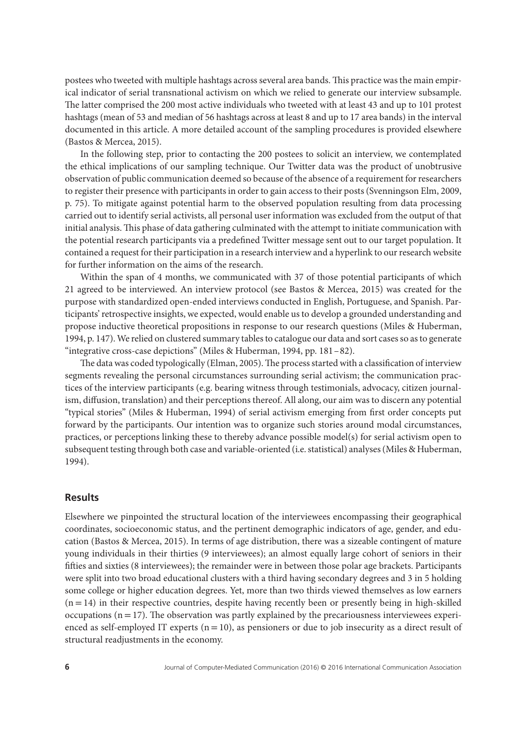postees who tweeted with multiple hashtags across several area bands. This practice was the main empirical indicator of serial transnational activism on which we relied to generate our interview subsample. The latter comprised the 200 most active individuals who tweeted with at least 43 and up to 101 protest hashtags (mean of 53 and median of 56 hashtags across at least 8 and up to 17 area bands) in the interval documented in this article. A more detailed account of the sampling procedures is provided elsewhere (Bastos & Mercea, 2015).

In the following step, prior to contacting the 200 postees to solicit an interview, we contemplated the ethical implications of our sampling technique. Our Twitter data was the product of unobtrusive observation of public communication deemed so because of the absence of a requirement for researchers to register their presence with participants in order to gain access to their posts (Svenningson Elm, 2009, p. 75). To mitigate against potential harm to the observed population resulting from data processing carried out to identify serial activists, all personal user information was excluded from the output of that initial analysis. This phase of data gathering culminated with the attempt to initiate communication with the potential research participants via a predefined Twitter message sent out to our target population. It contained a request for their participation in a research interview and a hyperlink to our research website for further information on the aims of the research.

Within the span of 4 months, we communicated with 37 of those potential participants of which 21 agreed to be interviewed. An interview protocol (see Bastos & Mercea, 2015) was created for the purpose with standardized open-ended interviews conducted in English, Portuguese, and Spanish. Participants' retrospective insights, we expected, would enable us to develop a grounded understanding and propose inductive theoretical propositions in response to our research questions (Miles & Huberman, 1994, p. 147). We relied on clustered summary tables to catalogue our data and sort cases so as to generate "integrative cross-case depictions" (Miles & Huberman, 1994, pp. 181–82).

The data was coded typologically (Elman, 2005). The process started with a classification of interview segments revealing the personal circumstances surrounding serial activism; the communication practices of the interview participants (e.g. bearing witness through testimonials, advocacy, citizen journalism, diffusion, translation) and their perceptions thereof. All along, our aim was to discern any potential "typical stories" (Miles & Huberman, 1994) of serial activism emerging from first order concepts put forward by the participants. Our intention was to organize such stories around modal circumstances, practices, or perceptions linking these to thereby advance possible model(s) for serial activism open to subsequent testing through both case and variable-oriented (i.e. statistical) analyses (Miles & Huberman, 1994).

## Results

Elsewhere we pinpointed the structural location of the interviewees encompassing their geographical coordinates, socioeconomic status, and the pertinent demographic indicators of age, gender, and education (Bastos & Mercea, 2015). In terms of age distribution, there was a sizeable contingent of mature young individuals in their thirties (9 interviewees); an almost equally large cohort of seniors in their fifties and sixties (8 interviewees); the remainder were in between those polar age brackets. Participants were split into two broad educational clusters with a third having secondary degrees and 3 in 5 holding some college or higher education degrees. Yet, more than two thirds viewed themselves as low earners ($n = 14$) in their respective countries, despite having recently been or presently being in high-skilled occupations ($n = 17$). The observation was partly explained by the precariousness interviewees experienced as self-employed IT experts ($n = 10$), as pensioners or due to job insecurity as a direct result of structural readjustments in the economy.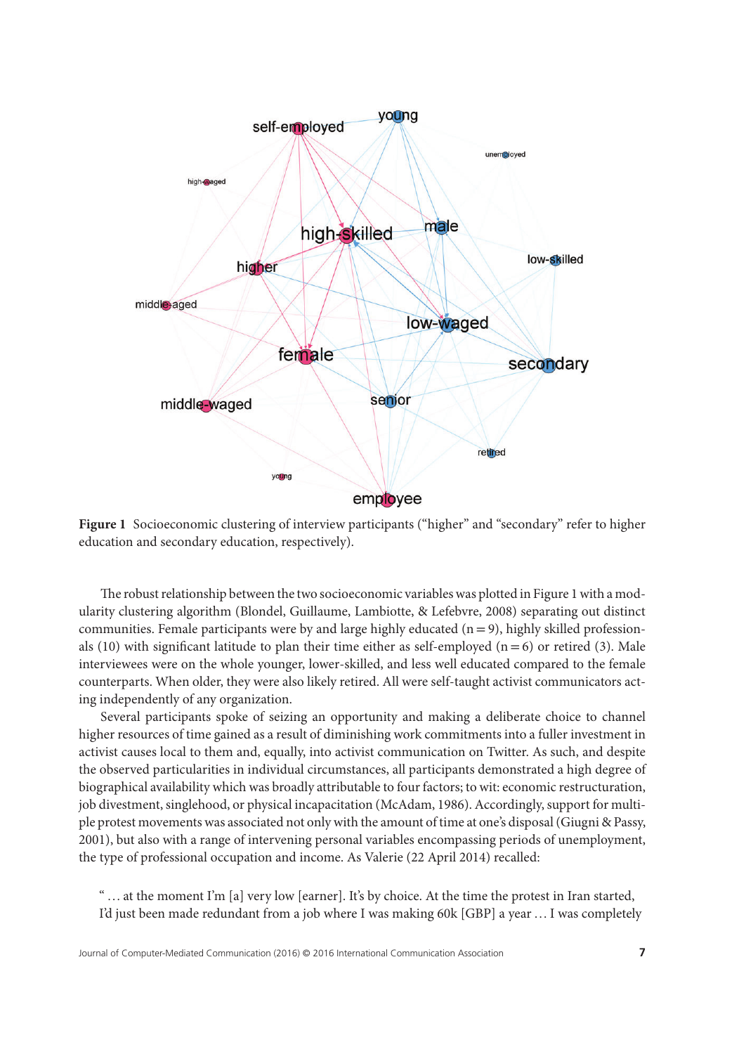self-employed
young
unemployed
high-waged
high-skilled
male
low-skilled
higher
middle-aged
low-waged
female
secondary
middle-waged
senior
retired
young
employee

**Figure 1** Socioeconomic clustering of interview participants ("higher" and "secondary" refer to higher education and secondary education, respectively).

The robust relationship between the two socioeconomic variables was plotted in Figure 1 with a modularity clustering algorithm (Blondel, Guillaume, Lambiotte, & Lefebvre, 2008) separating out distinct communities. Female participants were by and large highly educated ($n = 9$), highly skilled professionals (10) with significant latitude to plan their time either as self-employed ($n = 6$) or retired (3). Male interviewees were on the whole younger, lower-skilled, and less well educated compared to the female counterparts. When older, they were also likely retired. All were self-taught activist communicators acting independently of any organization.

Several participants spoke of seizing an opportunity and making a deliberate choice to channel higher resources of time gained as a result of diminishing work commitments into a fuller investment in activist causes local to them and, equally, into activist communication on Twitter. As such, and despite the observed particularities in individual circumstances, all participants demonstrated a high degree of biographical availability which was broadly attributable to four factors; to wit: economic restructuration, job divestment, singlehood, or physical incapacitation (McAdam, 1986). Accordingly, support for multiple protest movements was associated not only with the amount of time at one's disposal (Giugni & Passy, 2001), but also with a range of intervening personal variables encompassing periods of unemployment, the type of professional occupation and income. As Valerie (22 April 2014) recalled:

> "... at the moment I'm [a] very low [earner]. It's by choice. At the time the protest in Iran started, I'd just been made redundant from a job where I was making 60k [GBP] a year ... I was completely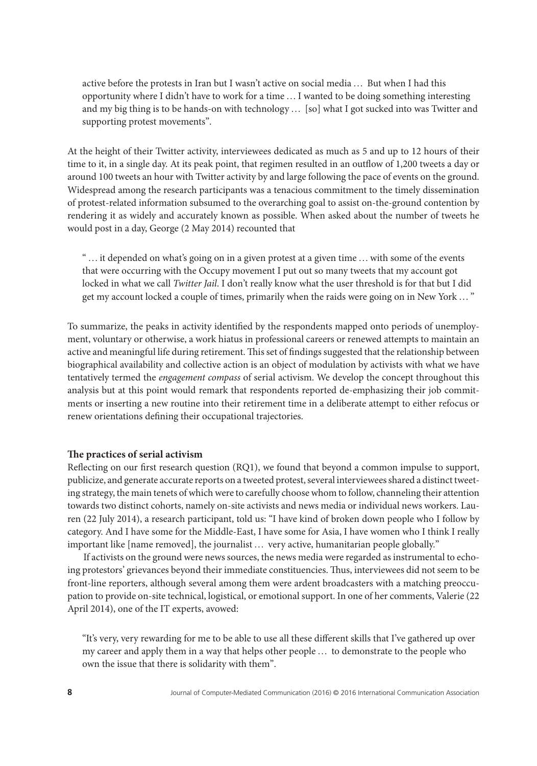> active before the protests in Iran but I wasn't active on social media … But when I had this opportunity where I didn't have to work for a time … I wanted to be doing something interesting and my big thing is to be hands-on with technology … [so] what I got sucked into was Twitter and supporting protest movements".

At the height of their Twitter activity, interviewees dedicated as much as 5 and up to 12 hours of their time to it, in a single day. At its peak point, that regimen resulted in an outflow of 1,200 tweets a day or around 100 tweets an hour with Twitter activity by and large following the pace of events on the ground. Widespread among the research participants was a tenacious commitment to the timely dissemination of protest-related information subsumed to the overarching goal to assist on-the-ground contention by rendering it as widely and accurately known as possible. When asked about the number of tweets he would post in a day, George (2 May 2014) recounted that

> " … it depended on what's going on in a given protest at a given time … with some of the events that were occurring with the Occupy movement I put out so many tweets that my account got locked in what we call *Twitter Jail*. I don't really know what the user threshold is for that but I did get my account locked a couple of times, primarily when the raids were going on in New York … "

To summarize, the peaks in activity identified by the respondents mapped onto periods of unemployment, voluntary or otherwise, a work hiatus in professional careers or renewed attempts to maintain an active and meaningful life during retirement. This set of findings suggested that the relationship between biographical availability and collective action is an object of modulation by activists with what we have tentatively termed the *engagement compass* of serial activism. We develop the concept throughout this analysis but at this point would remark that respondents reported de-emphasizing their job commitments or inserting a new routine into their retirement time in a deliberate attempt to either refocus or renew orientations defining their occupational trajectories.

**The practices of serial activism**

Reflecting on our first research question (RQ1), we found that beyond a common impulse to support, publicize, and generate accurate reports on a tweeted protest, several interviewees shared a distinct tweeting strategy, the main tenets of which were to carefully choose whom to follow, channeling their attention towards two distinct cohorts, namely on-site activists and news media or individual news workers. Lauren (22 July 2014), a research participant, told us: "I have kind of broken down people who I follow by category. And I have some for the Middle-East, I have some for Asia, I have women who I think I really important like [name removed], the journalist … very active, humanitarian people globally."

If activists on the ground were news sources, the news media were regarded as instrumental to echoing protestors' grievances beyond their immediate constituencies. Thus, interviewees did not seem to be front-line reporters, although several among them were ardent broadcasters with a matching preoccupation to provide on-site technical, logistical, or emotional support. In one of her comments, Valerie (22 April 2014), one of the IT experts, avowed:

> "It's very, very rewarding for me to be able to use all these different skills that I've gathered up over my career and apply them in a way that helps other people … to demonstrate to the people who own the issue that there is solidarity with them".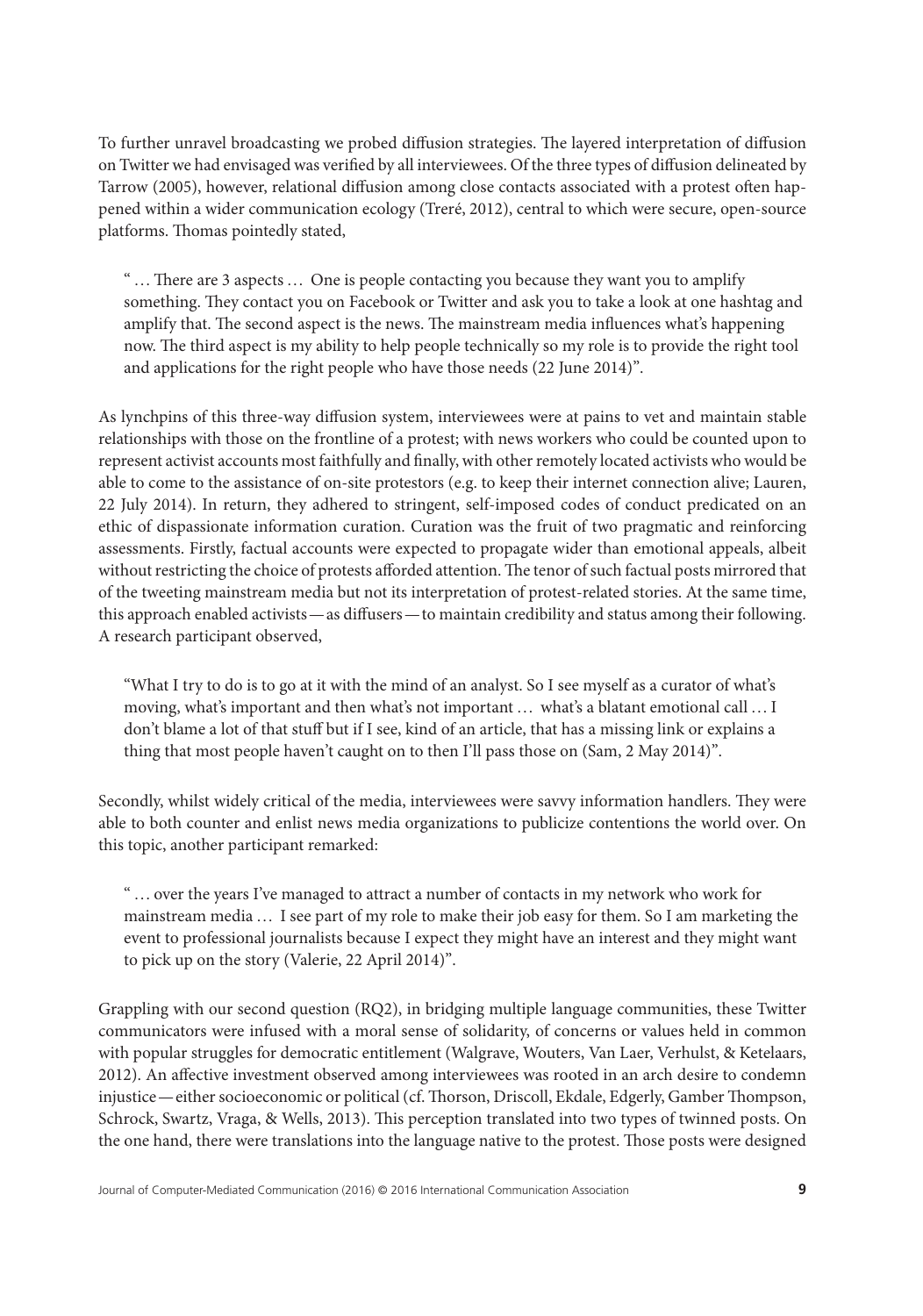To further unravel broadcasting we probed diffusion strategies. The layered interpretation of diffusion on Twitter we had envisaged was verified by all interviewees. Of the three types of diffusion delineated by Tarrow (2005), however, relational diffusion among close contacts associated with a protest often happened within a wider communication ecology (Treré, 2012), central to which were secure, open-source platforms. Thomas pointedly stated,

> " … There are 3 aspects … One is people contacting you because they want you to amplify something. They contact you on Facebook or Twitter and ask you to take a look at one hashtag and amplify that. The second aspect is the news. The mainstream media influences what's happening now. The third aspect is my ability to help people technically so my role is to provide the right tool and applications for the right people who have those needs (22 June 2014)".

As lynchpins of this three-way diffusion system, interviewees were at pains to vet and maintain stable relationships with those on the frontline of a protest; with news workers who could be counted upon to represent activist accounts most faithfully and finally, with other remotely located activists who would be able to come to the assistance of on-site protestors (e.g. to keep their internet connection alive; Lauren, 22 July 2014). In return, they adhered to stringent, self-imposed codes of conduct predicated on an ethic of dispassionate information curation. Curation was the fruit of two pragmatic and reinforcing assessments. Firstly, factual accounts were expected to propagate wider than emotional appeals, albeit without restricting the choice of protests afforded attention. The tenor of such factual posts mirrored that of the tweeting mainstream media but not its interpretation of protest-related stories. At the same time, this approach enabled activists—as diffusers—to maintain credibility and status among their following. A research participant observed,

> "What I try to do is to go at it with the mind of an analyst. So I see myself as a curator of what's moving, what's important and then what's not important … what's a blatant emotional call … I don't blame a lot of that stuff but if I see, kind of an article, that has a missing link or explains a thing that most people haven't caught on to then I'll pass those on (Sam, 2 May 2014)".

Secondly, whilst widely critical of the media, interviewees were savvy information handlers. They were able to both counter and enlist news media organizations to publicize contentions the world over. On this topic, another participant remarked:

> " … over the years I've managed to attract a number of contacts in my network who work for mainstream media … I see part of my role to make their job easy for them. So I am marketing the event to professional journalists because I expect they might have an interest and they might want to pick up on the story (Valerie, 22 April 2014)".

Grappling with our second question (RQ2), in bridging multiple language communities, these Twitter communicators were infused with a moral sense of solidarity, of concerns or values held in common with popular struggles for democratic entitlement (Walgrave, Wouters, Van Laer, Verhulst, & Ketelaars, 2012). An affective investment observed among interviewees was rooted in an arch desire to condemn injustice—either socioeconomic or political (cf. Thorson, Driscoll, Ekdale, Edgerly, Gamber Thompson, Schrock, Swartz, Vraga, & Wells, 2013). This perception translated into two types of twinned posts. On the one hand, there were translations into the language native to the protest. Those posts were designed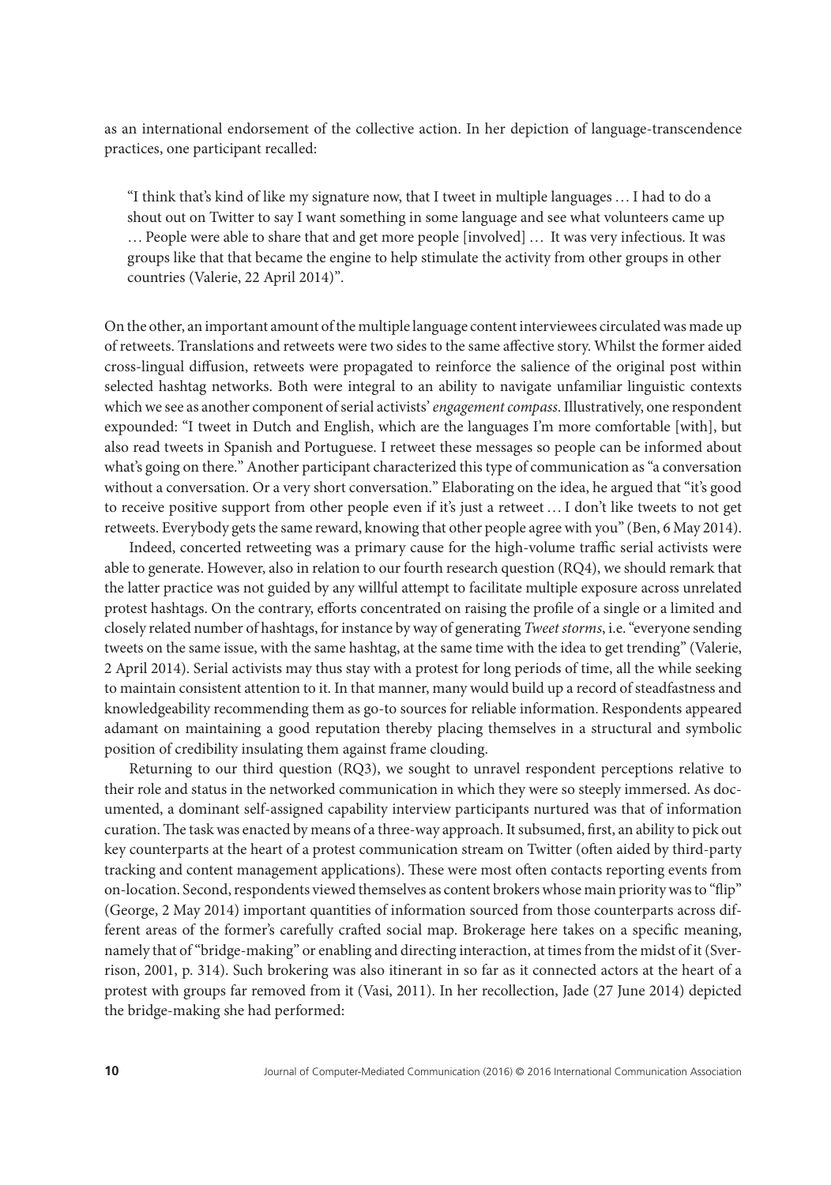as an international endorsement of the collective action. In her depiction of language-transcendence practices, one participant recalled:

> "I think that's kind of like my signature now, that I tweet in multiple languages … I had to do a shout out on Twitter to say I want something in some language and see what volunteers came up … People were able to share that and get more people [involved] … It was very infectious. It was groups like that that became the engine to help stimulate the activity from other groups in other countries (Valerie, 22 April 2014)".

On the other, an important amount of the multiple language content interviewees circulated was made up of retweets. Translations and retweets were two sides to the same affective story. Whilst the former aided cross-lingual diffusion, retweets were propagated to reinforce the salience of the original post within selected hashtag networks. Both were integral to an ability to navigate unfamiliar linguistic contexts which we see as another component of serial activists' *engagement compass*. Illustratively, one respondent expounded: "I tweet in Dutch and English, which are the languages I'm more comfortable [with], but also read tweets in Spanish and Portuguese. I retweet these messages so people can be informed about what's going on there." Another participant characterized this type of communication as "a conversation without a conversation. Or a very short conversation." Elaborating on the idea, he argued that "it's good to receive positive support from other people even if it's just a retweet … I don't like tweets to not get retweets. Everybody gets the same reward, knowing that other people agree with you" (Ben, 6 May 2014).

Indeed, concerted retweeting was a primary cause for the high-volume traffic serial activists were able to generate. However, also in relation to our fourth research question (RQ4), we should remark that the latter practice was not guided by any willful attempt to facilitate multiple exposure across unrelated protest hashtags. On the contrary, efforts concentrated on raising the profile of a single or a limited and closely related number of hashtags, for instance by way of generating *Tweet storms*, i.e. "everyone sending tweets on the same issue, with the same hashtag, at the same time with the idea to get trending" (Valerie, 2 April 2014). Serial activists may thus stay with a protest for long periods of time, all the while seeking to maintain consistent attention to it. In that manner, many would build up a record of steadfastness and knowledgeability recommending them as go-to sources for reliable information. Respondents appeared adamant on maintaining a good reputation thereby placing themselves in a structural and symbolic position of credibility insulating them against frame clouding.

Returning to our third question (RQ3), we sought to unravel respondent perceptions relative to their role and status in the networked communication in which they were so steeply immersed. As documented, a dominant self-assigned capability interview participants nurtured was that of information curation. The task was enacted by means of a three-way approach. It subsumed, first, an ability to pick out key counterparts at the heart of a protest communication stream on Twitter (often aided by third-party tracking and content management applications). These were most often contacts reporting events from on-location. Second, respondents viewed themselves as content brokers whose main priority was to "flip" (George, 2 May 2014) important quantities of information sourced from those counterparts across different areas of the former's carefully crafted social map. Brokerage here takes on a specific meaning, namely that of "bridge-making" or enabling and directing interaction, at times from the midst of it (Sverrison, 2001, p. 314). Such brokering was also itinerant in so far as it connected actors at the heart of a protest with groups far removed from it (Vasi, 2011). In her recollection, Jade (27 June 2014) depicted the bridge-making she had performed: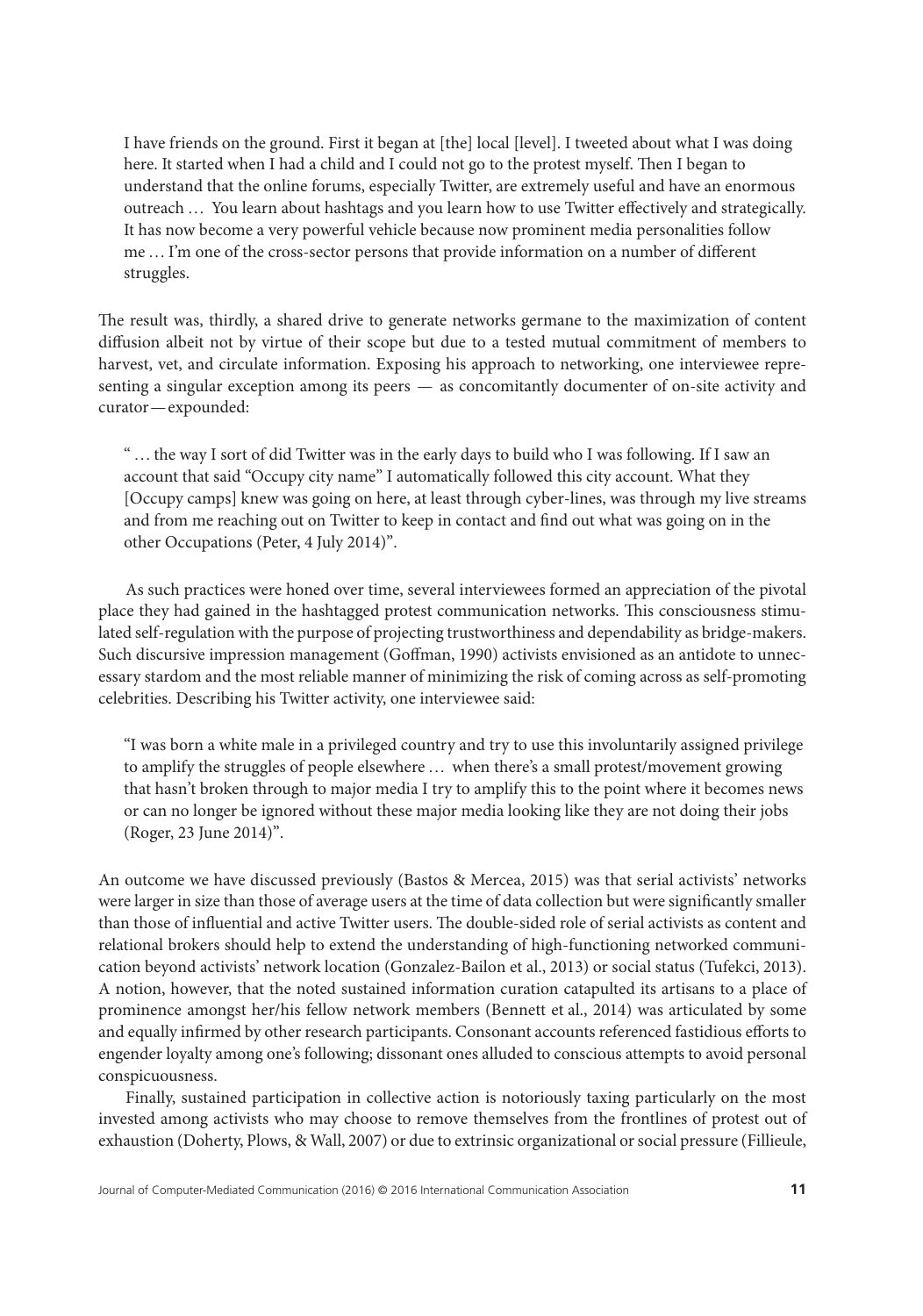> I have friends on the ground. First it began at [the] local [level]. I tweeted about what I was doing here. It started when I had a child and I could not go to the protest myself. Then I began to understand that the online forums, especially Twitter, are extremely useful and have an enormous outreach … You learn about hashtags and you learn how to use Twitter effectively and strategically. It has now become a very powerful vehicle because now prominent media personalities follow me … I'm one of the cross-sector persons that provide information on a number of different struggles.

The result was, thirdly, a shared drive to generate networks germane to the maximization of content diffusion albeit not by virtue of their scope but due to a tested mutual commitment of members to harvest, vet, and circulate information. Exposing his approach to networking, one interviewee representing a singular exception among its peers — as concomitantly documenter of on-site activity and curator — expounded:

> " … the way I sort of did Twitter was in the early days to build who I was following. If I saw an account that said "Occupy city name" I automatically followed this city account. What they [Occupy camps] knew was going on here, at least through cyber-lines, was through my live streams and from me reaching out on Twitter to keep in contact and find out what was going on in the other Occupations (Peter, 4 July 2014)".

As such practices were honed over time, several interviewees formed an appreciation of the pivotal place they had gained in the hashtagged protest communication networks. This consciousness stimulated self-regulation with the purpose of projecting trustworthiness and dependability as bridge-makers. Such discursive impression management (Goffman, 1990) activists envisioned as an antidote to unnecessary stardom and the most reliable manner of minimizing the risk of coming across as self-promoting celebrities. Describing his Twitter activity, one interviewee said:

> "I was born a white male in a privileged country and try to use this involuntarily assigned privilege to amplify the struggles of people elsewhere … when there's a small protest/movement growing that hasn't broken through to major media I try to amplify this to the point where it becomes news or can no longer be ignored without these major media looking like they are not doing their jobs (Roger, 23 June 2014)".

An outcome we have discussed previously (Bastos & Mercea, 2015) was that serial activists' networks were larger in size than those of average users at the time of data collection but were significantly smaller than those of influential and active Twitter users. The double-sided role of serial activists as content and relational brokers should help to extend the understanding of high-functioning networked communication beyond activists' network location (Gonzalez-Bailon et al., 2013) or social status (Tufekci, 2013). A notion, however, that the noted sustained information curation catapulted its artisans to a place of prominence amongst her/his fellow network members (Bennett et al., 2014) was articulated by some and equally infirmed by other research participants. Consonant accounts referenced fastidious efforts to engender loyalty among one's following; dissonant ones alluded to conscious attempts to avoid personal conspicuousness.

Finally, sustained participation in collective action is notoriously taxing particularly on the most invested among activists who may choose to remove themselves from the frontlines of protest out of exhaustion (Doherty, Plows, & Wall, 2007) or due to extrinsic organizational or social pressure (Fillieule,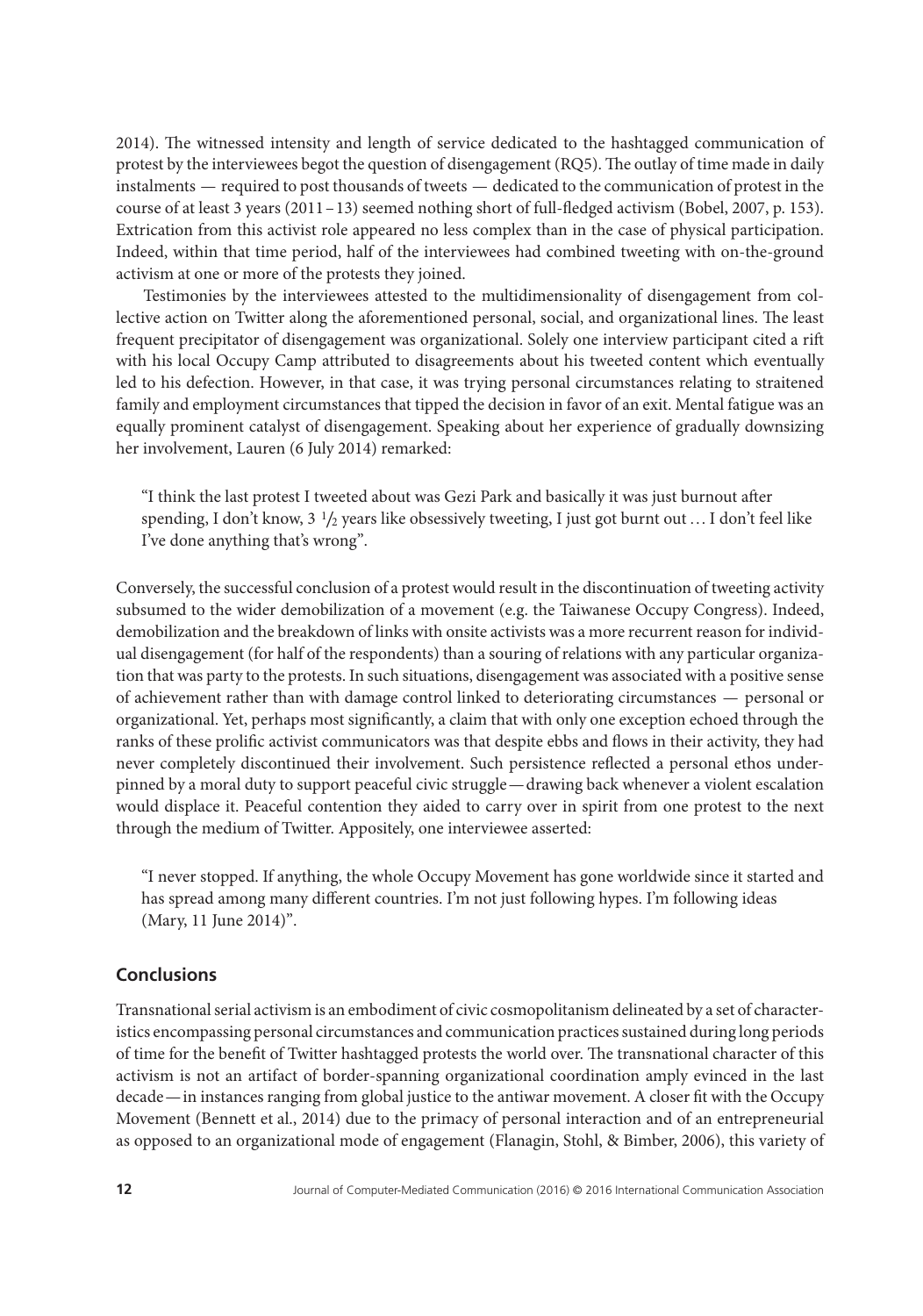2014). The witnessed intensity and length of service dedicated to the hashtagged communication of protest by the interviewees begot the question of disengagement (RQ5). The outlay of time made in daily instalments — required to post thousands of tweets — dedicated to the communication of protest in the course of at least 3 years (2011–13) seemed nothing short of full-fledged activism (Bobel, 2007, p. 153). Extrication from this activist role appeared no less complex than in the case of physical participation. Indeed, within that time period, half of the interviewees had combined tweeting with on-the-ground activism at one or more of the protests they joined.

Testimonies by the interviewees attested to the multidimensionality of disengagement from collective action on Twitter along the aforementioned personal, social, and organizational lines. The least frequent precipitator of disengagement was organizational. Solely one interview participant cited a rift with his local Occupy Camp attributed to disagreements about his tweeted content which eventually led to his defection. However, in that case, it was trying personal circumstances relating to straitened family and employment circumstances that tipped the decision in favor of an exit. Mental fatigue was an equally prominent catalyst of disengagement. Speaking about her experience of gradually downsizing her involvement, Lauren (6 July 2014) remarked:

> "I think the last protest I tweeted about was Gezi Park and basically it was just burnout after spending, I don't know, 3 ½ years like obsessively tweeting, I just got burnt out … I don't feel like I've done anything that's wrong".

Conversely, the successful conclusion of a protest would result in the discontinuation of tweeting activity subsumed to the wider demobilization of a movement (e.g. the Taiwanese Occupy Congress). Indeed, demobilization and the breakdown of links with onsite activists was a more recurrent reason for individual disengagement (for half of the respondents) than a souring of relations with any particular organization that was party to the protests. In such situations, disengagement was associated with a positive sense of achievement rather than with damage control linked to deteriorating circumstances — personal or organizational. Yet, perhaps most significantly, a claim that with only one exception echoed through the ranks of these prolific activist communicators was that despite ebbs and flows in their activity, they had never completely discontinued their involvement. Such persistence reflected a personal ethos underpinned by a moral duty to support peaceful civic struggle — drawing back whenever a violent escalation would displace it. Peaceful contention they aided to carry over in spirit from one protest to the next through the medium of Twitter. Appositely, one interviewee asserted:

> "I never stopped. If anything, the whole Occupy Movement has gone worldwide since it started and has spread among many different countries. I'm not just following hypes. I'm following ideas (Mary, 11 June 2014)".

## Conclusions

Transnational serial activism is an embodiment of civic cosmopolitanism delineated by a set of characteristics encompassing personal circumstances and communication practices sustained during long periods of time for the benefit of Twitter hashtagged protests the world over. The transnational character of this activism is not an artifact of border-spanning organizational coordination amply evinced in the last decade — in instances ranging from global justice to the antiwar movement. A closer fit with the Occupy Movement (Bennett et al., 2014) due to the primacy of personal interaction and of an entrepreneurial as opposed to an organizational mode of engagement (Flanagin, Stohl, & Bimber, 2006), this variety of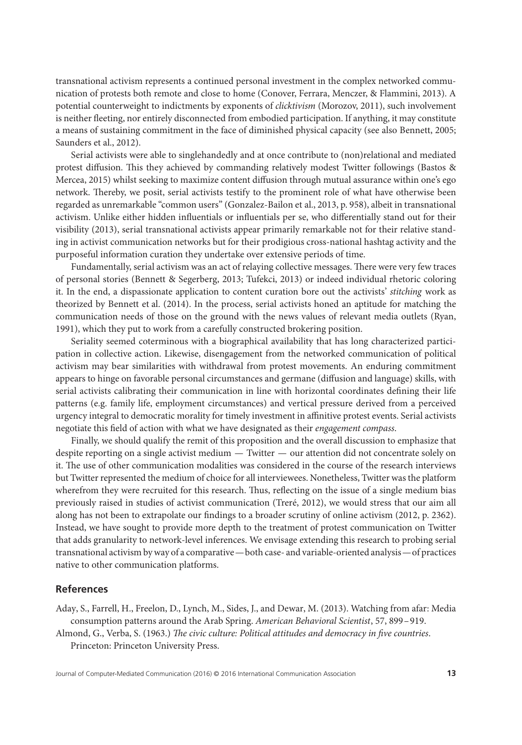transnational activism represents a continued personal investment in the complex networked communication of protests both remote and close to home (Conover, Ferrara, Menczer, & Flammini, 2013). A potential counterweight to indictments by exponents of *clicktivism* (Morozov, 2011), such involvement is neither fleeting, nor entirely disconnected from embodied participation. If anything, it may constitute a means of sustaining commitment in the face of diminished physical capacity (see also Bennett, 2005; Saunders et al., 2012).

Serial activists were able to singlehandedly and at once contribute to (non)relational and mediated protest diffusion. This they achieved by commanding relatively modest Twitter followings (Bastos & Mercea, 2015) whilst seeking to maximize content diffusion through mutual assurance within one's ego network. Thereby, we posit, serial activists testify to the prominent role of what have otherwise been regarded as unremarkable "common users" (Gonzalez-Bailon et al., 2013, p. 958), albeit in transnational activism. Unlike either hidden influentials or influentials per se, who differentially stand out for their visibility (2013), serial transnational activists appear primarily remarkable not for their relative standing in activist communication networks but for their prodigious cross-national hashtag activity and the purposeful information curation they undertake over extensive periods of time.

Fundamentally, serial activism was an act of relaying collective messages. There were very few traces of personal stories (Bennett & Segerberg, 2013; Tufekci, 2013) or indeed individual rhetoric coloring it. In the end, a dispassionate application to content curation bore out the activists' *stitching* work as theorized by Bennett et al. (2014). In the process, serial activists honed an aptitude for matching the communication needs of those on the ground with the news values of relevant media outlets (Ryan, 1991), which they put to work from a carefully constructed brokering position.

Seriality seemed coterminous with a biographical availability that has long characterized participation in collective action. Likewise, disengagement from the networked communication of political activism may bear similarities with withdrawal from protest movements. An enduring commitment appears to hinge on favorable personal circumstances and germane (diffusion and language) skills, with serial activists calibrating their communication in line with horizontal coordinates defining their life patterns (e.g. family life, employment circumstances) and vertical pressure derived from a perceived urgency integral to democratic morality for timely investment in affinitive protest events. Serial activists negotiate this field of action with what we have designated as their *engagement compass*.

Finally, we should qualify the remit of this proposition and the overall discussion to emphasize that despite reporting on a single activist medium — Twitter — our attention did not concentrate solely on it. The use of other communication modalities was considered in the course of the research interviews but Twitter represented the medium of choice for all interviewees. Nonetheless, Twitter was the platform wherefrom they were recruited for this research. Thus, reflecting on the issue of a single medium bias previously raised in studies of activist communication (Treré, 2012), we would stress that our aim all along has not been to extrapolate our findings to a broader scrutiny of online activism (2012, p. 2362). Instead, we have sought to provide more depth to the treatment of protest communication on Twitter that adds granularity to network-level inferences. We envisage extending this research to probing serial transnational activism by way of a comparative—both case- and variable-oriented analysis—of practices native to other communication platforms.

## References

Aday, S., Farrell, H., Freelon, D., Lynch, M., Sides, J., and Dewar, M. (2013). Watching from afar: Media consumption patterns around the Arab Spring. *American Behavioral Scientist*, 57, 899–919.

Almond, G., Verba, S. (1963.) *The civic culture: Political attitudes and democracy in five countries*. Princeton: Princeton University Press.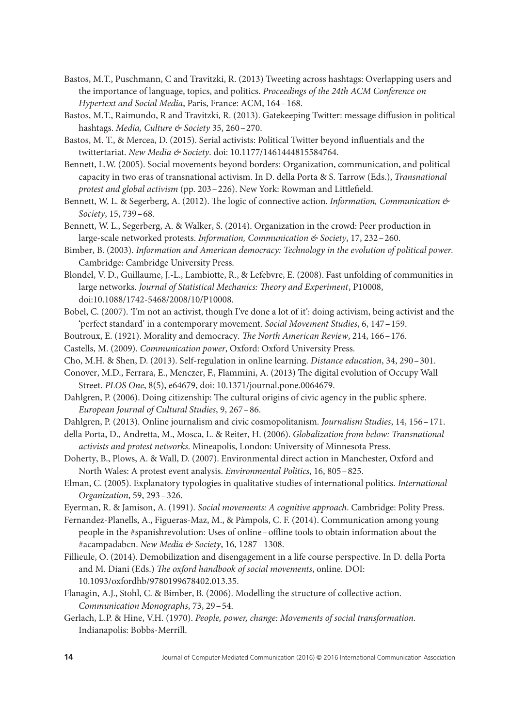Bastos, M.T., Puschmann, C and Travitzki, R. (2013) Tweeting across hashtags: Overlapping users and the importance of language, topics, and politics. *Proceedings of the 24th ACM Conference on Hypertext and Social Media*, Paris, France: ACM, 164–168.

Bastos, M.T., Raimundo, R and Travitzki, R. (2013). Gatekeeping Twitter: message diffusion in political hashtags. *Media, Culture & Society* 35, 260–270.

Bastos, M. T., & Mercea, D. (2015). Serial activists: Political Twitter beyond influentials and the twittertariat. *New Media & Society*. doi: 10.1177/1461444815584764.

Bennett, L.W. (2005). Social movements beyond borders: Organization, communication, and political capacity in two eras of transnational activism. In D. della Porta & S. Tarrow (Eds.), *Transnational protest and global activism* (pp. 203–226). New York: Rowman and Littlefield.

Bennett, W. L. & Segerberg, A. (2012). The logic of connective action. *Information, Communication & Society*, 15, 739–68.

Bennett, W. L., Segerberg, A. & Walker, S. (2014). Organization in the crowd: Peer production in large-scale networked protests. *Information, Communication & Society*, 17, 232–260.

Bimber, B. (2003). *Information and American democracy: Technology in the evolution of political power.* Cambridge: Cambridge University Press.

Blondel, V. D., Guillaume, J.-L., Lambiotte, R., & Lefebvre, E. (2008). Fast unfolding of communities in large networks. *Journal of Statistical Mechanics: Theory and Experiment*, P10008, doi:10.1088/1742-5468/2008/10/P10008.

Bobel, C. (2007). 'I'm not an activist, though I've done a lot of it': doing activism, being activist and the 'perfect standard' in a contemporary movement. *Social Movement Studies*, 6, 147–159.

Boutroux, E. (1921). Morality and democracy. *The North American Review*, 214, 166–176.

Castells, M. (2009). *Communication power*, Oxford: Oxford University Press.

Cho, M.H. & Shen, D. (2013). Self-regulation in online learning. *Distance education*, 34, 290–301.

Conover, M.D., Ferrara, E., Menczer, F., Flammini, A. (2013) The digital evolution of Occupy Wall Street. *PLOS One*, 8(5), e64679, doi: 10.1371/journal.pone.0064679.

Dahlgren, P. (2006). Doing citizenship: The cultural origins of civic agency in the public sphere. *European Journal of Cultural Studies*, 9, 267–86.

Dahlgren, P. (2013). Online journalism and civic cosmopolitanism. *Journalism Studies*, 14, 156–171.

della Porta, D., Andretta, M., Mosca, L. & Reiter, H. (2006). *Globalization from below: Transnational activists and protest networks*. Mineapolis, London: University of Minnesota Press.

Doherty, B., Plows, A. & Wall, D. (2007). Environmental direct action in Manchester, Oxford and North Wales: A protest event analysis. *Environmental Politics*, 16, 805–825.

Elman, C. (2005). Explanatory typologies in qualitative studies of international politics. *International Organization*, 59, 293–326.

Eyerman, R. & Jamison, A. (1991). *Social movements: A cognitive approach*. Cambridge: Polity Press.

Fernandez-Planells, A., Figueras-Maz, M., & Pàmpols, C. F. (2014). Communication among young people in the #spanishrevolution: Uses of online–offline tools to obtain information about the #acampadabcn. *New Media & Society*, 16, 1287–1308.

Fillieule, O. (2014). Demobilization and disengagement in a life course perspective. In D. della Porta and M. Diani (Eds.) *The oxford handbook of social movements*, online. DOI: 10.1093/oxfordhb/9780199678402.013.35.

Flanagin, A.J., Stohl, C. & Bimber, B. (2006). Modelling the structure of collective action. *Communication Monographs*, 73, 29–54.

Gerlach, L.P. & Hine, V.H. (1970). *People, power, change: Movements of social transformation.* Indianapolis: Bobbs-Merrill.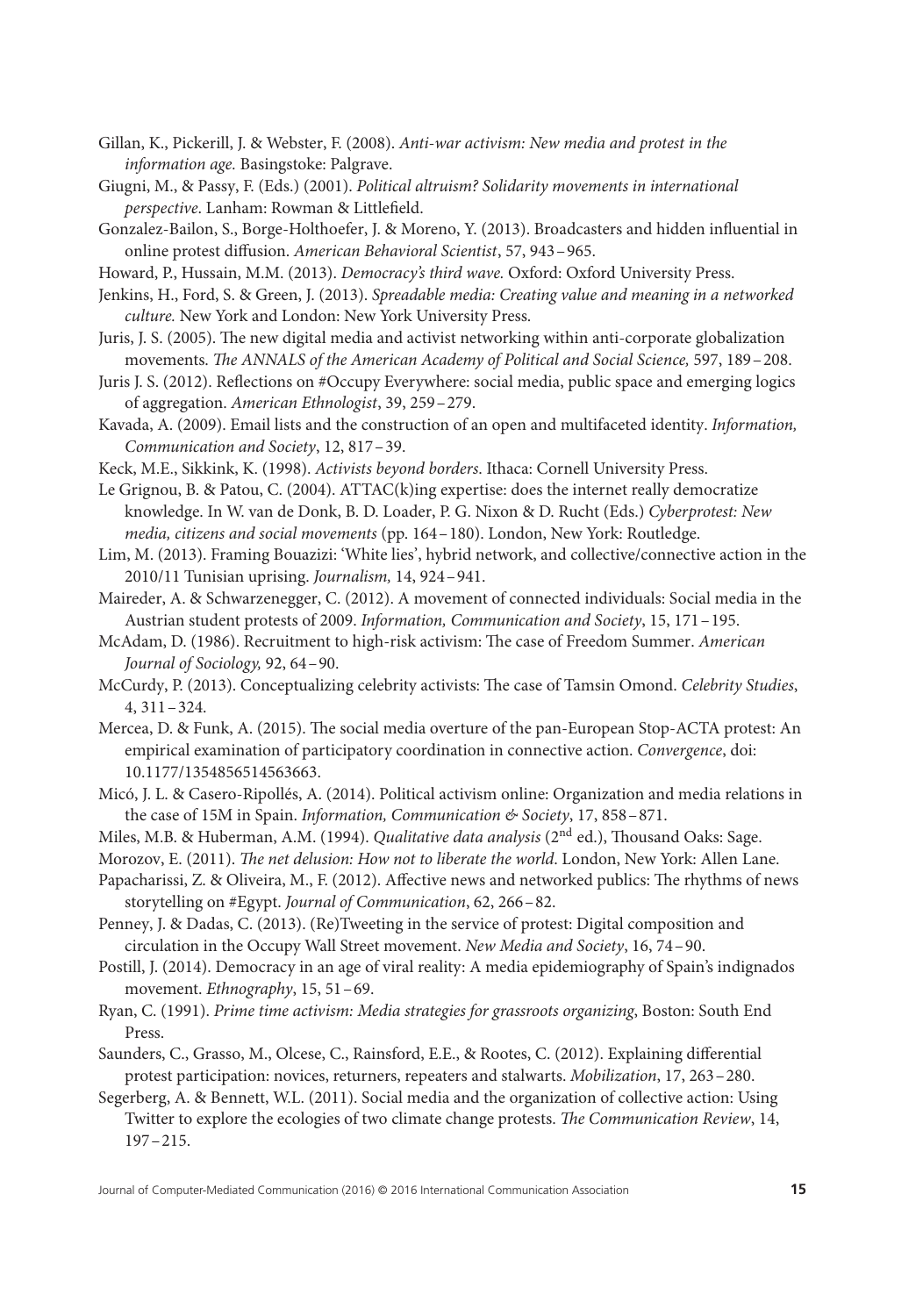Gillan, K., Pickerill, J. & Webster, F. (2008). *Anti-war activism: New media and protest in the information age.* Basingstoke: Palgrave.

Giugni, M., & Passy, F. (Eds.) (2001). *Political altruism? Solidarity movements in international perspective*. Lanham: Rowman & Littlefield.

Gonzalez-Bailon, S., Borge-Holthoefer, J. & Moreno, Y. (2013). Broadcasters and hidden influential in online protest diffusion. *American Behavioral Scientist*, 57, 943 – 965.

Howard, P., Hussain, M.M. (2013). *Democracy's third wave.* Oxford: Oxford University Press.

Jenkins, H., Ford, S. & Green, J. (2013). *Spreadable media: Creating value and meaning in a networked culture.* New York and London: New York University Press.

Juris, J. S. (2005). The new digital media and activist networking within anti-corporate globalization movements. *The ANNALS of the American Academy of Political and Social Science,* 597, 189 – 208.

Juris J. S. (2012). Reflections on #Occupy Everywhere: social media, public space and emerging logics of aggregation. *American Ethnologist*, 39, 259 – 279.

Kavada, A. (2009). Email lists and the construction of an open and multifaceted identity. *Information, Communication and Society*, 12, 817 – 39.

Keck, M.E., Sikkink, K. (1998). *Activists beyond borders*. Ithaca: Cornell University Press.

Le Grignou, B. & Patou, C. (2004). ATTAC(k)ing expertise: does the internet really democratize knowledge. In W. van de Donk, B. D. Loader, P. G. Nixon & D. Rucht (Eds.) *Cyberprotest: New media, citizens and social movements* (pp. 164 – 180). London, New York: Routledge.

Lim, M. (2013). Framing Bouazizi: 'White lies', hybrid network, and collective/connective action in the 2010/11 Tunisian uprising. *Journalism,* 14, 924 – 941.

Maireder, A. & Schwarzenegger, C. (2012). A movement of connected individuals: Social media in the Austrian student protests of 2009. *Information, Communication and Society*, 15, 171 – 195.

McAdam, D. (1986). Recruitment to high-risk activism: The case of Freedom Summer. *American Journal of Sociology,* 92, 64 – 90.

McCurdy, P. (2013). Conceptualizing celebrity activists: The case of Tamsin Omond. *Celebrity Studies*, 4, 311 – 324.

Mercea, D. & Funk, A. (2015). The social media overture of the pan-European Stop-ACTA protest: An empirical examination of participatory coordination in connective action. *Convergence*, doi: 10.1177/1354856514563663.

Micó, J. L. & Casero-Ripollés, A. (2014). Political activism online: Organization and media relations in the case of 15M in Spain. *Information, Communication & Society*, 17, 858 – 871.

Miles, M.B. & Huberman, A.M. (1994). *Qualitative data analysis* (2nd ed.), Thousand Oaks: Sage.

Morozov, E. (2011). *The net delusion: How not to liberate the world*. London, New York: Allen Lane.

Papacharissi, Z. & Oliveira, M., F. (2012). Affective news and networked publics: The rhythms of news storytelling on #Egypt. *Journal of Communication*, 62, 266 – 82.

Penney, J. & Dadas, C. (2013). (Re)Tweeting in the service of protest: Digital composition and circulation in the Occupy Wall Street movement. *New Media and Society*, 16, 74 – 90.

Postill, J. (2014). Democracy in an age of viral reality: A media epidemiography of Spain's indignados movement. *Ethnography*, 15, 51 – 69.

Ryan, C. (1991). *Prime time activism: Media strategies for grassroots organizing*, Boston: South End Press.

Saunders, C., Grasso, M., Olcese, C., Rainsford, E.E., & Rootes, C. (2012). Explaining differential protest participation: novices, returners, repeaters and stalwarts. *Mobilization*, 17, 263 – 280.

Segerberg, A. & Bennett, W.L. (2011). Social media and the organization of collective action: Using Twitter to explore the ecologies of two climate change protests. *The Communication Review*, 14, 197 – 215.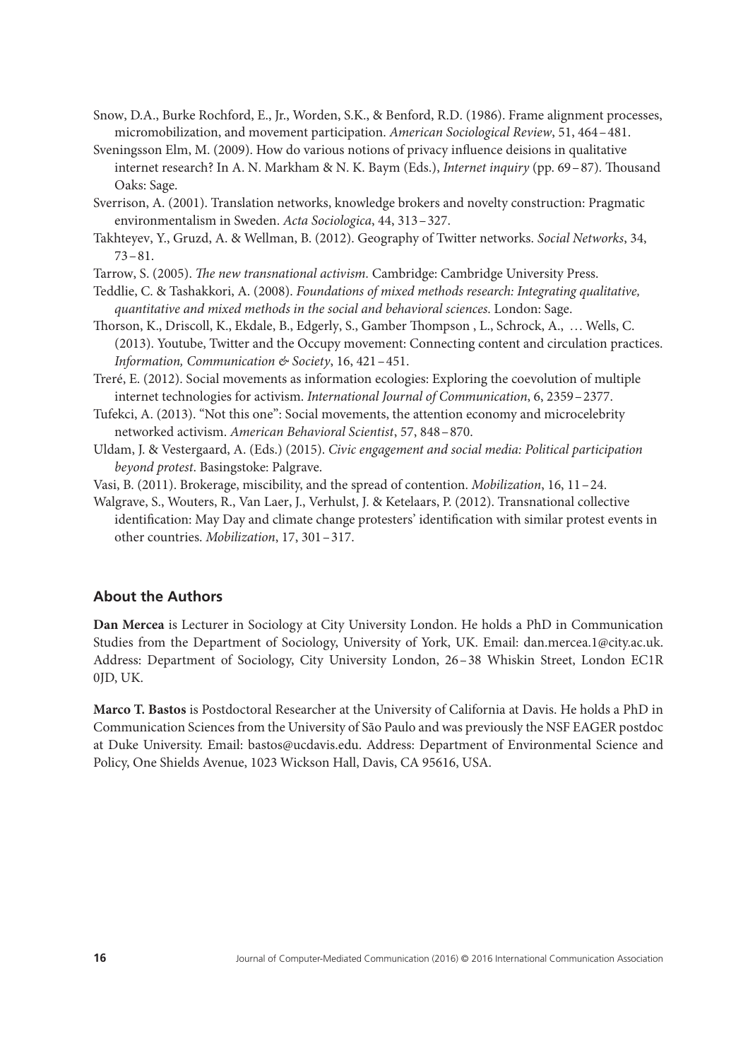Snow, D.A., Burke Rochford, E., Jr., Worden, S.K., & Benford, R.D. (1986). Frame alignment processes, micromobilization, and movement participation. *American Sociological Review*, 51, 464–481.

Sveningsson Elm, M. (2009). How do various notions of privacy influence deisions in qualitative internet research? In A. N. Markham & N. K. Baym (Eds.), *Internet inquiry* (pp. 69–87). Thousand Oaks: Sage.

Sverrison, A. (2001). Translation networks, knowledge brokers and novelty construction: Pragmatic environmentalism in Sweden. *Acta Sociologica*, 44, 313–327.

Takhteyev, Y., Gruzd, A. & Wellman, B. (2012). Geography of Twitter networks. *Social Networks*, 34, 73–81.

Tarrow, S. (2005). *The new transnational activism.* Cambridge: Cambridge University Press.

Teddlie, C. & Tashakkori, A. (2008). *Foundations of mixed methods research: Integrating qualitative, quantitative and mixed methods in the social and behavioral sciences.* London: Sage.

Thorson, K., Driscoll, K., Ekdale, B., Edgerly, S., Gamber Thompson , L., Schrock, A., … Wells, C. (2013). Youtube, Twitter and the Occupy movement: Connecting content and circulation practices. *Information, Communication & Society*, 16, 421–451.

Treré, E. (2012). Social movements as information ecologies: Exploring the coevolution of multiple internet technologies for activism. *International Journal of Communication*, 6, 2359–2377.

Tufekci, A. (2013). "Not this one": Social movements, the attention economy and microcelebrity networked activism. *American Behavioral Scientist*, 57, 848–870.

Uldam, J. & Vestergaard, A. (Eds.) (2015). *Civic engagement and social media: Political participation beyond protest*. Basingstoke: Palgrave.

Vasi, B. (2011). Brokerage, miscibility, and the spread of contention. *Mobilization*, 16, 11–24.

Walgrave, S., Wouters, R., Van Laer, J., Verhulst, J. & Ketelaars, P. (2012). Transnational collective identification: May Day and climate change protesters' identification with similar protest events in other countries. *Mobilization*, 17, 301–317.

## About the Authors

**Dan Mercea** is Lecturer in Sociology at City University London. He holds a PhD in Communication Studies from the Department of Sociology, University of York, UK. Email: dan.mercea.1@city.ac.uk. Address: Department of Sociology, City University London, 26–38 Whiskin Street, London EC1R 0JD, UK.

**Marco T. Bastos** is Postdoctoral Researcher at the University of California at Davis. He holds a PhD in Communication Sciences from the University of São Paulo and was previously the NSF EAGER postdoc at Duke University. Email: bastos@ucdavis.edu. Address: Department of Environmental Science and Policy, One Shields Avenue, 1023 Wickson Hall, Davis, CA 95616, USA.